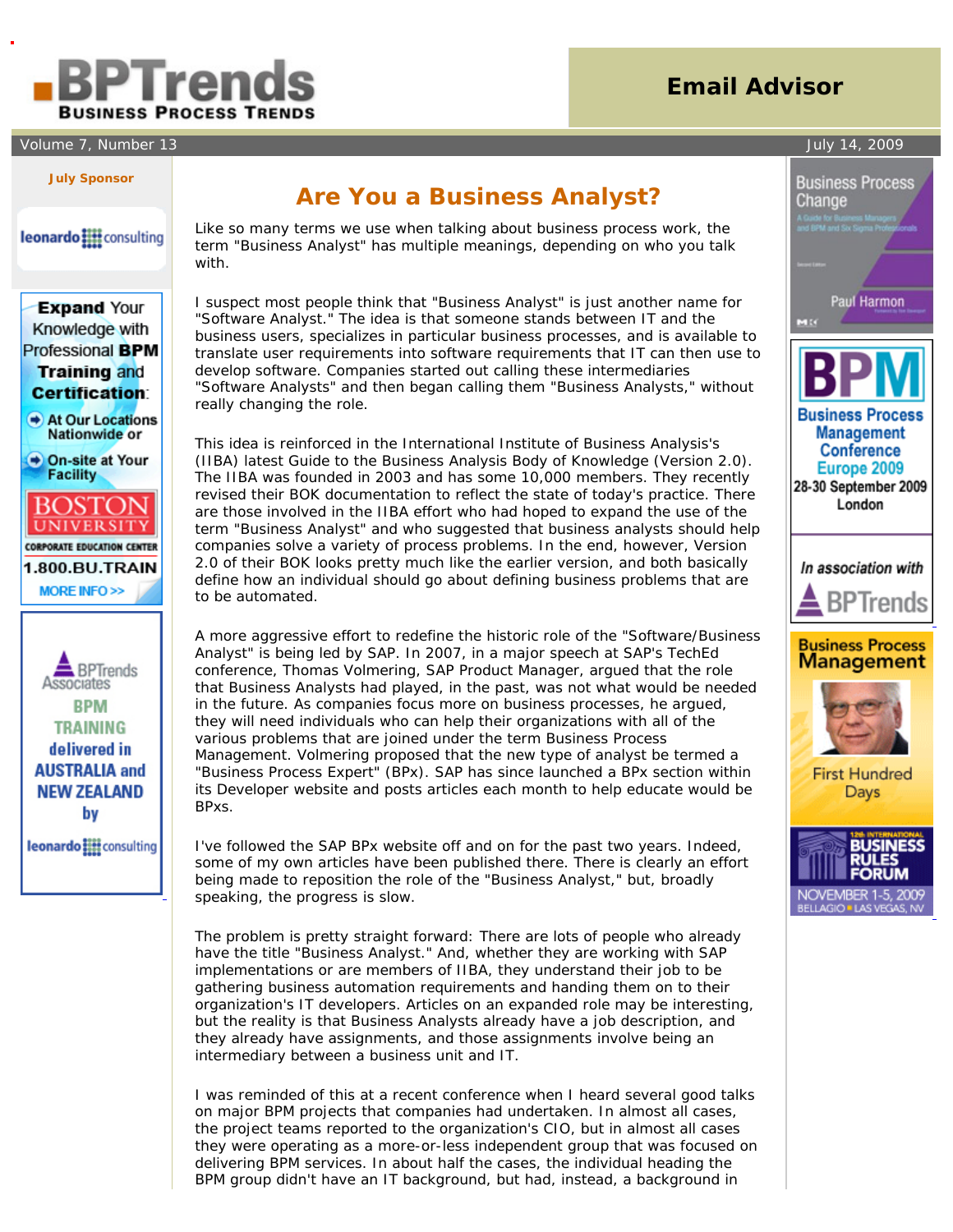# Are You a Business Analyst?

Like so many terms we use when talking about business process work, the term "Business Analyst" has multiple meanings, depending on who you talk with.

I suspect most people think that "Business Analyst" is just another name for "Software Analyst." The idea is that someone stands between IT and the business users, specializes in particular business processes, and is available to translate user requirements into software requirements that IT can then use to develop software. Companies started out calling these intermediaries "Software Analysts" and then began calling them "Business Analysts," without really changing the role.

This idea is reinforced in the International Institute of Business Analysis's (IIBA) latest Guide to the Business Analysis Body of Knowledge (Version 2.0). The IIBA was founded in 2003 and has some 10,000 members. They recently revised their BOK documentation to reflect the state of today's practice. There are those involved in the IIBA effort who had hoped to expand the use of the term "Business Analyst" and who suggested that business analysts should help companies solve a variety of process problems. In the end, however, Version 2.0 of their BOK looks pretty much like the earlier version, and both basically define how an individual should go about defining business problems that are to be automated.

A more aggressive effort to redefine the historic role of the "Software/Business Analyst" is being led by SAP. In 2007, in a major speech at SAP's TechEd conference, Thomas Volmering, SAP Product Manager, argued that the role that Business Analysts had played, in the past, was not what would be needed in the future. As companies focus more on business processes, he argued, they will need individuals who can help their organizations with all of the various problems that are joined under the term Business Process Management. Volmering proposed that the new type of analyst be termed a "Business Process Expert" (BPx). SAP has since launched a BPx section within its Developer website and posts articles each month to help educate would be BPxs.

I've followed the SAP BPx website off and on for the past two years. Indeed, some of my own articles have been published there. There is clearly an effort being made to reposition the role of the "Business Analyst," but, broadly speaking, the progress is slow.

The problem is pretty straight forward: There are lots of people who already have the title "Business Analyst." And, whether they are working with SAP implementations or are members of IIBA, they understand their job to be gathering business automation requirements and handing them on to their organization's IT developers. Articles on an expanded role may be interesting, but the reality is that Business Analysts already have a job description, and they already have assignments, and those assignments involve being an intermediary between a business unit and IT.

I was reminded of this at a recent conference when I heard several good talks on major BPM projects that companies had undertaken. In almost all cases, the project teams reported to the organization's CIO, but in almost all cases they were operating as a more-or-less independent group that was focused on delivering BPM services. In about half the cases, the individual heading the BPM group didn't have an IT background, but had, instead, a background in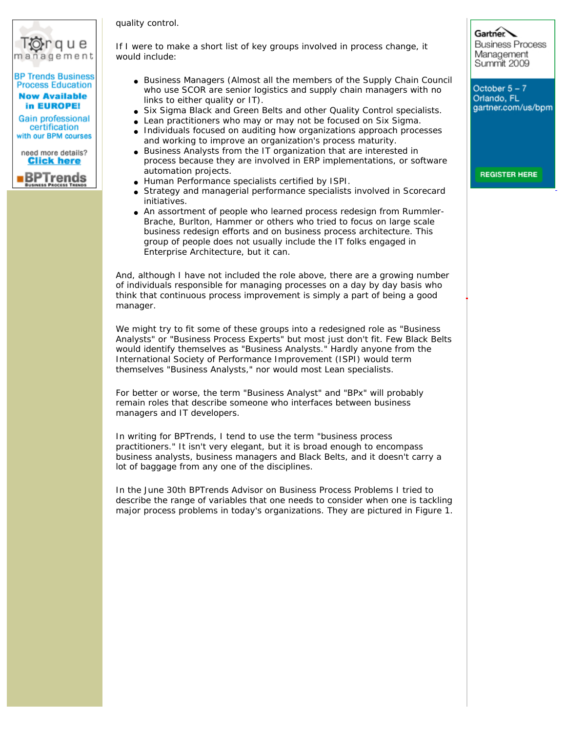quality control.

If I were to make a short list of key groups involved in process change, it would include:

- Business Managers (Almost all the members of the Supply Chain Council who use SCOR are senior logistics and supply chain managers with no links to either quality or IT).
- Six Sigma Black and Green Belts and other Quality Control specialists.
- Lean practitioners who may or may not be focused on Six Sigma.
- Individuals focused on auditing how organizations approach processes and working to improve an organization's process maturity.
- Business Analysts from the IT organization that are interested in process because they are involved in ERP implementations, or software automation projects.
- Human Performance specialists certified by ISPI.
- Strategy and managerial performance specialists involved in Scorecard initiatives.
- An assortment of people who learned process redesign from Rummler-Brache, Burlton, Hammer or others who tried to focus on large scale business redesign efforts and on business process architecture. This group of people does not usually include the IT folks engaged in Enterprise Architecture, but it can.

And, although I have not included the role above, there are a growing number of individuals responsible for managing processes on a day by day basis who think that continuous process improvement is simply a part of being a good manager.

We might try to fit some of these groups into a redesigned role as "Business Analysts" or "Business Process Experts" but most just don't fit. Few Black Belts would identify themselves as "Business Analysts." Hardly anyone from the International Society of Performance Improvement (ISPI) would term themselves "Business Analysts," nor would most Lean specialists.

For better or worse, the term "Business Analyst" and "BPx" will probably remain roles that describe someone who interfaces between business managers and IT developers.

In writing for BPTrends, I tend to use the term "business process practitioners." It isn't very elegant, but it is broad enough to encompass business analysts, business managers and Black Belts, and it doesn't carry a lot of baggage from any one of the disciplines.

In the June 30th BPTrends Advisor on Business Process Problems I tried to describe the range of variables that one needs to consider when one is tackling major process problems in today's organizations. They are pictured in Figure 1.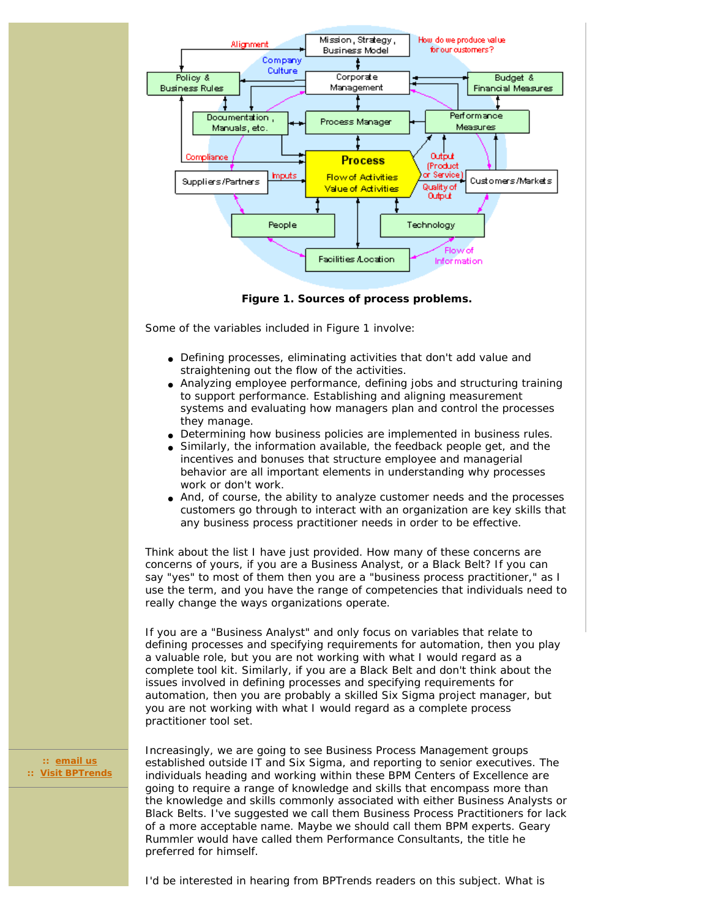**Figure 1. Sources of process problems.**

Some of the variables included in Figure 1 involve:

- Defining processes, eliminating activities that don't add value and straightening out the flow of the activities.
- Analyzing employee performance, defining jobs and structuring training to support performance. Establishing and aligning measurement systems and evaluating how managers plan and control the processes they manage.
- Determining how business policies are implemented in business rules.
- Similarly, the information available, the feedback people get, and the incentives and bonuses that structure employee and managerial behavior are all important elements in understanding why processes work or don't work.
- And, of course, the ability to analyze customer needs and the processes customers go through to interact with an organization are key skills that any business process practitioner needs in order to be effective.

Think about the list I have just provided. How many of these concerns are concerns of yours, if you are a Business Analyst, or a Black Belt? If you can say "yes" to most of them then you are a "business process practitioner," as I use the term, and you have the range of competencies that individuals need to really change the ways organizations operate.

If you are a "Business Analyst" and only focus on variables that relate to defining processes and specifying requirements for automation, then you play a valuable role, but you are not working with what I would regard as a complete tool kit. Similarly, if you are a Black Belt and don't think about the issues involved in defining processes and specifying requirements for automation, then you are probably a skilled Six Sigma project manager, but you are not working with what I would regard as a complete process practitioner tool set.

Increasingly, we are going to see Business Process Management groups established outside IT and Six Sigma, and reporting to senior executives. The individuals heading and working within these BPM Centers of Excellence are going to require a range of knowledge and skills that encompass more than the knowledge and skills commonly associated with either Business Analysts or Black Belts. I've suggested we call them Business Process Practitioners for lack of a more acceptable name. Maybe we should call them BPM experts. Geary Rummler would have called them Performance Consultants, the title he preferred for himself.

I'd be interested in hearing from BPTrends readers on this subject. What is

:: email us
:: Visit BPTrends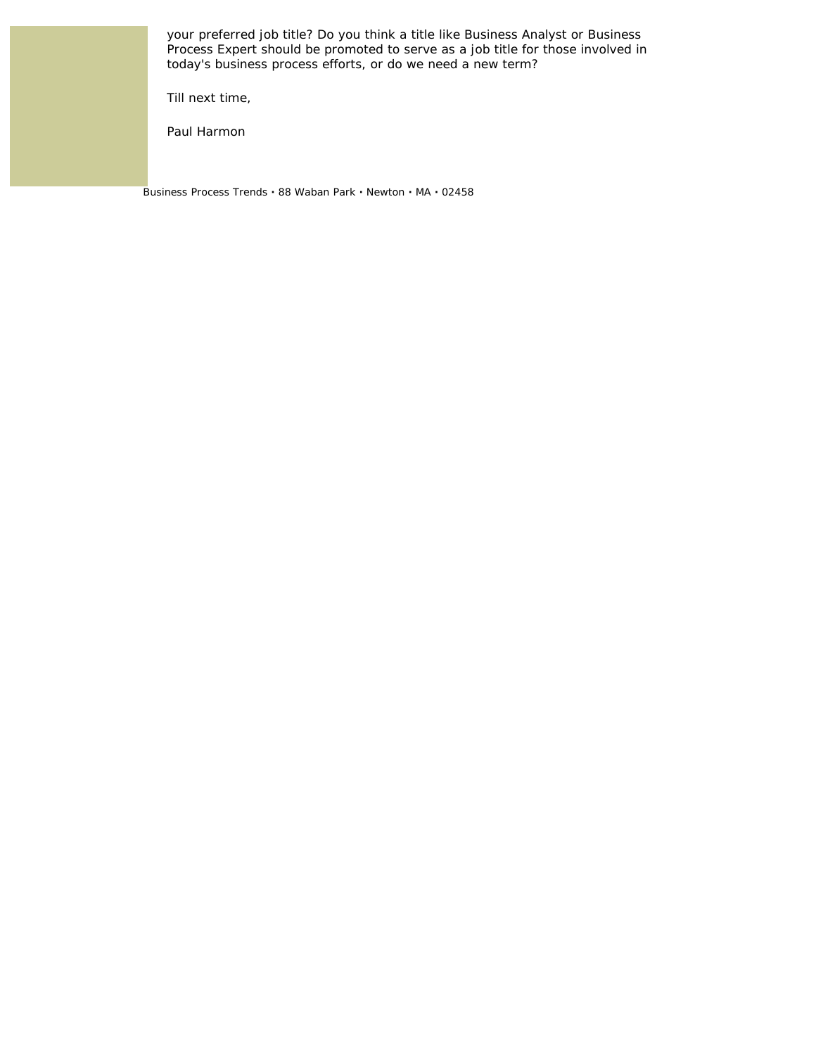your preferred job title? Do you think a title like Business Analyst or Business Process Expert should be promoted to serve as a job title for those involved in today's business process efforts, or do we need a new term?

Till next time,

Paul Harmon

Business Process Trends • 88 Waban Park • Newton • MA • 02458